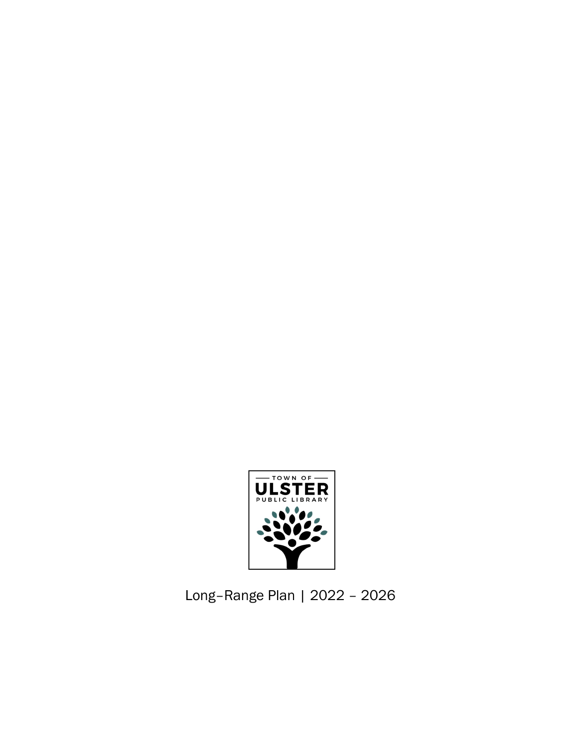TOWN OF

ULSTER

PUBLIC LIBRARY

Long–Range Plan | 2022 – 2026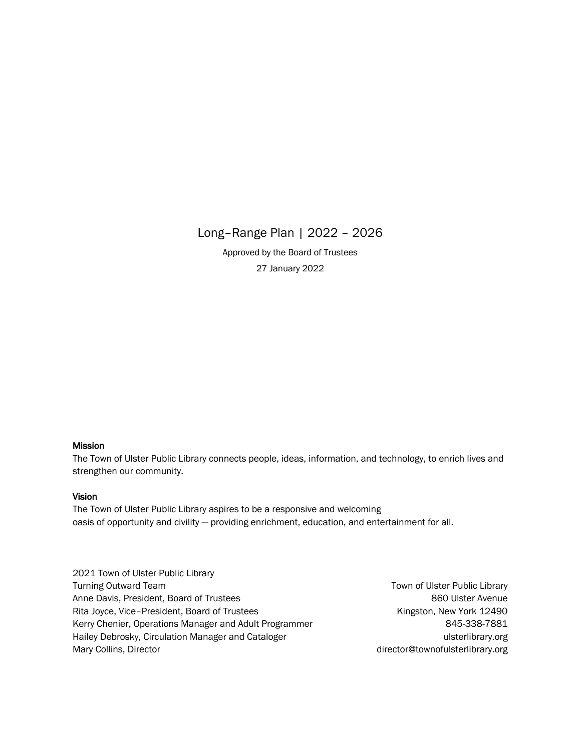# Long–Range Plan | 2022 – 2026

Approved by the Board of Trustees

27 January 2022

**Mission**

The Town of Ulster Public Library connects people, ideas, information, and technology, to enrich lives and strengthen our community.

**Vision**

The Town of Ulster Public Library aspires to be a responsive and welcoming oasis of opportunity and civility — providing enrichment, education, and entertainment for all.

2021 Town of Ulster Public Library
Turning Outward Team
Anne Davis, President, Board of Trustees
Rita Joyce, Vice–President, Board of Trustees
Kerry Chenier, Operations Manager and Adult Programmer
Hailey Debrosky, Circulation Manager and Cataloger
Mary Collins, Director

Town of Ulster Public Library
860 Ulster Avenue
Kingston, New York 12490
845-338-7881
ulsterlibrary.org
director@townofulsterlibrary.org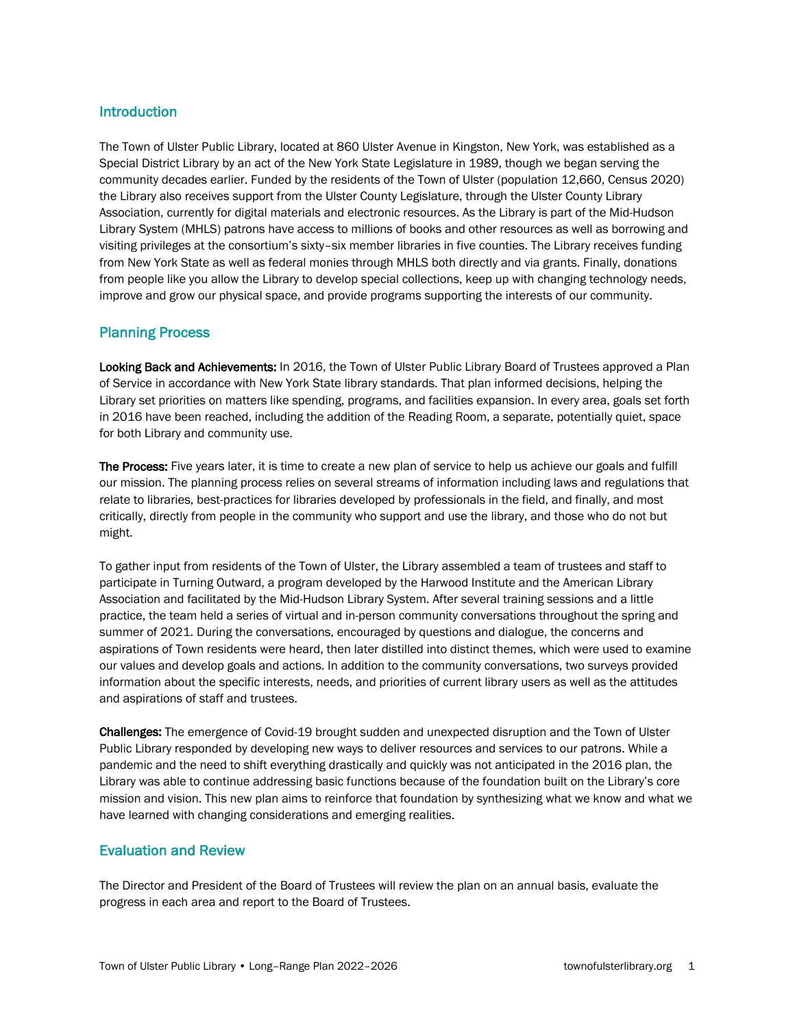## Introduction

The Town of Ulster Public Library, located at 860 Ulster Avenue in Kingston, New York, was established as a Special District Library by an act of the New York State Legislature in 1989, though we began serving the community decades earlier. Funded by the residents of the Town of Ulster (population 12,660, Census 2020) the Library also receives support from the Ulster County Legislature, through the Ulster County Library Association, currently for digital materials and electronic resources. As the Library is part of the Mid-Hudson Library System (MHLS) patrons have access to millions of books and other resources as well as borrowing and visiting privileges at the consortium's sixty–six member libraries in five counties. The Library receives funding from New York State as well as federal monies through MHLS both directly and via grants. Finally, donations from people like you allow the Library to develop special collections, keep up with changing technology needs, improve and grow our physical space, and provide programs supporting the interests of our community.

## Planning Process

**Looking Back and Achievements:** In 2016, the Town of Ulster Public Library Board of Trustees approved a Plan of Service in accordance with New York State library standards. That plan informed decisions, helping the Library set priorities on matters like spending, programs, and facilities expansion. In every area, goals set forth in 2016 have been reached, including the addition of the Reading Room, a separate, potentially quiet, space for both Library and community use.

**The Process:** Five years later, it is time to create a new plan of service to help us achieve our goals and fulfill our mission. The planning process relies on several streams of information including laws and regulations that relate to libraries, best-practices for libraries developed by professionals in the field, and finally, and most critically, directly from people in the community who support and use the library, and those who do not but might.

To gather input from residents of the Town of Ulster, the Library assembled a team of trustees and staff to participate in Turning Outward, a program developed by the Harwood Institute and the American Library Association and facilitated by the Mid-Hudson Library System. After several training sessions and a little practice, the team held a series of virtual and in-person community conversations throughout the spring and summer of 2021. During the conversations, encouraged by questions and dialogue, the concerns and aspirations of Town residents were heard, then later distilled into distinct themes, which were used to examine our values and develop goals and actions. In addition to the community conversations, two surveys provided information about the specific interests, needs, and priorities of current library users as well as the attitudes and aspirations of staff and trustees.

**Challenges:** The emergence of Covid-19 brought sudden and unexpected disruption and the Town of Ulster Public Library responded by developing new ways to deliver resources and services to our patrons. While a pandemic and the need to shift everything drastically and quickly was not anticipated in the 2016 plan, the Library was able to continue addressing basic functions because of the foundation built on the Library's core mission and vision. This new plan aims to reinforce that foundation by synthesizing what we know and what we have learned with changing considerations and emerging realities.

## Evaluation and Review

The Director and President of the Board of Trustees will review the plan on an annual basis, evaluate the progress in each area and report to the Board of Trustees.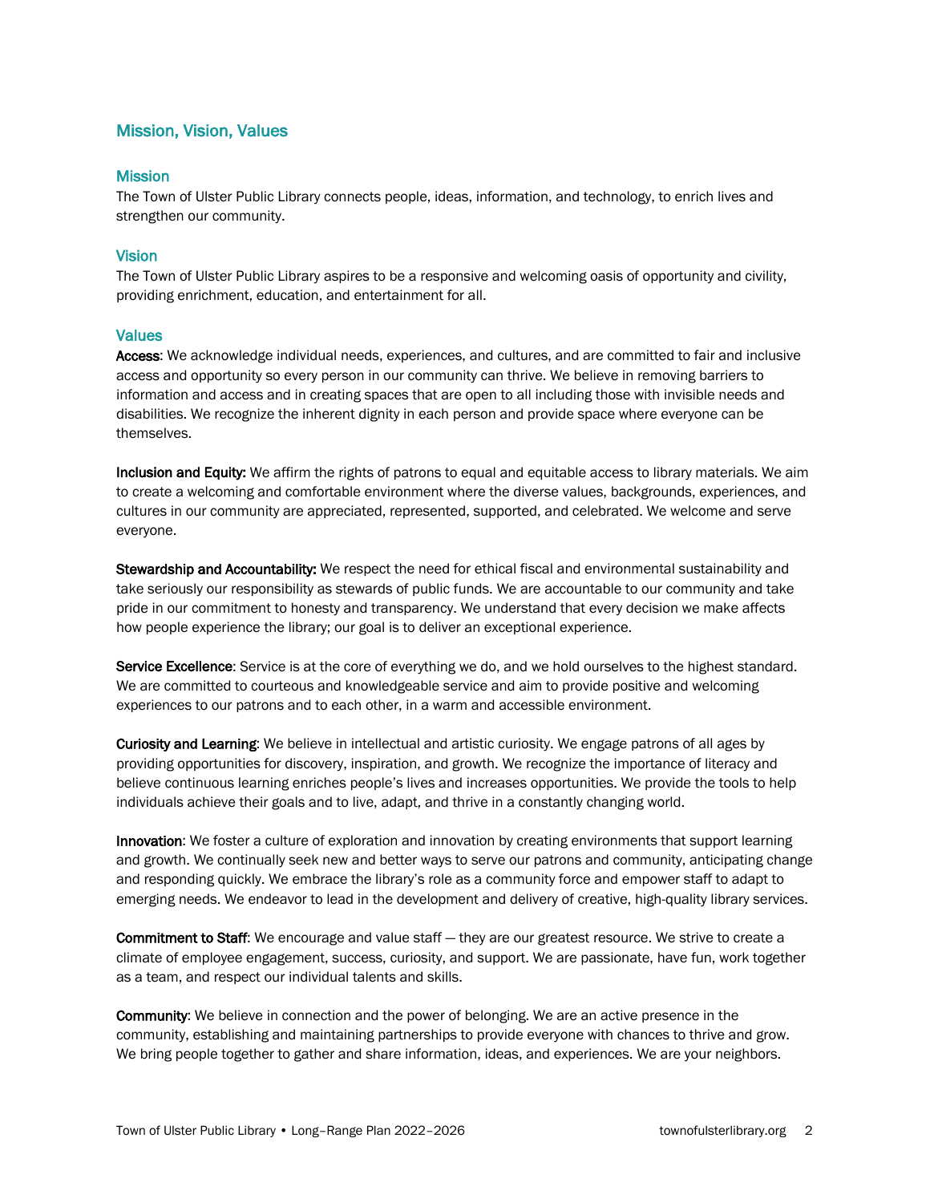## Mission, Vision, Values

### Mission

The Town of Ulster Public Library connects people, ideas, information, and technology, to enrich lives and strengthen our community.

### Vision

The Town of Ulster Public Library aspires to be a responsive and welcoming oasis of opportunity and civility, providing enrichment, education, and entertainment for all.

### Values

**Access**: We acknowledge individual needs, experiences, and cultures, and are committed to fair and inclusive access and opportunity so every person in our community can thrive. We believe in removing barriers to information and access and in creating spaces that are open to all including those with invisible needs and disabilities. We recognize the inherent dignity in each person and provide space where everyone can be themselves.

**Inclusion and Equity:** We affirm the rights of patrons to equal and equitable access to library materials. We aim to create a welcoming and comfortable environment where the diverse values, backgrounds, experiences, and cultures in our community are appreciated, represented, supported, and celebrated. We welcome and serve everyone.

**Stewardship and Accountability:** We respect the need for ethical fiscal and environmental sustainability and take seriously our responsibility as stewards of public funds. We are accountable to our community and take pride in our commitment to honesty and transparency. We understand that every decision we make affects how people experience the library; our goal is to deliver an exceptional experience.

**Service Excellence**: Service is at the core of everything we do, and we hold ourselves to the highest standard. We are committed to courteous and knowledgeable service and aim to provide positive and welcoming experiences to our patrons and to each other, in a warm and accessible environment.

**Curiosity and Learning**: We believe in intellectual and artistic curiosity. We engage patrons of all ages by providing opportunities for discovery, inspiration, and growth. We recognize the importance of literacy and believe continuous learning enriches people's lives and increases opportunities. We provide the tools to help individuals achieve their goals and to live, adapt, and thrive in a constantly changing world.

**Innovation**: We foster a culture of exploration and innovation by creating environments that support learning and growth. We continually seek new and better ways to serve our patrons and community, anticipating change and responding quickly. We embrace the library's role as a community force and empower staff to adapt to emerging needs. We endeavor to lead in the development and delivery of creative, high-quality library services.

**Commitment to Staff**: We encourage and value staff — they are our greatest resource. We strive to create a climate of employee engagement, success, curiosity, and support. We are passionate, have fun, work together as a team, and respect our individual talents and skills.

**Community**: We believe in connection and the power of belonging. We are an active presence in the community, establishing and maintaining partnerships to provide everyone with chances to thrive and grow. We bring people together to gather and share information, ideas, and experiences. We are your neighbors.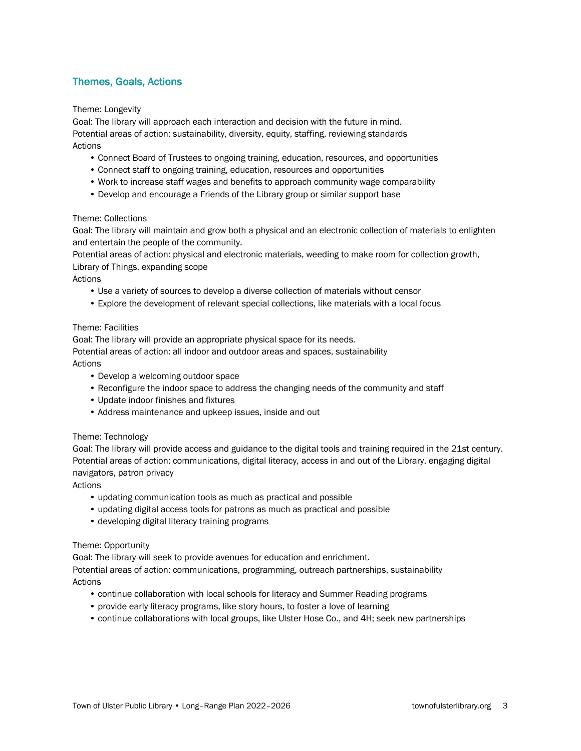## Themes, Goals, Actions

Theme: Longevity
Goal: The library will approach each interaction and decision with the future in mind.
Potential areas of action: sustainability, diversity, equity, staffing, reviewing standards
Actions

- Connect Board of Trustees to ongoing training, education, resources, and opportunities
- Connect staff to ongoing training, education, resources and opportunities
- Work to increase staff wages and benefits to approach community wage comparability
- Develop and encourage a Friends of the Library group or similar support base

Theme: Collections
Goal: The library will maintain and grow both a physical and an electronic collection of materials to enlighten and entertain the people of the community.
Potential areas of action: physical and electronic materials, weeding to make room for collection growth, Library of Things, expanding scope
Actions

- Use a variety of sources to develop a diverse collection of materials without censor
- Explore the development of relevant special collections, like materials with a local focus

Theme: Facilities
Goal: The library will provide an appropriate physical space for its needs.
Potential areas of action: all indoor and outdoor areas and spaces, sustainability
Actions

- Develop a welcoming outdoor space
- Reconfigure the indoor space to address the changing needs of the community and staff
- Update indoor finishes and fixtures
- Address maintenance and upkeep issues, inside and out

Theme: Technology
Goal: The library will provide access and guidance to the digital tools and training required in the 21st century.
Potential areas of action: communications, digital literacy, access in and out of the Library, engaging digital navigators, patron privacy
Actions

- updating communication tools as much as practical and possible
- updating digital access tools for patrons as much as practical and possible
- developing digital literacy training programs

Theme: Opportunity
Goal: The library will seek to provide avenues for education and enrichment.
Potential areas of action: communications, programming, outreach partnerships, sustainability
Actions

- continue collaboration with local schools for literacy and Summer Reading programs
- provide early literacy programs, like story hours, to foster a love of learning
- continue collaborations with local groups, like Ulster Hose Co., and 4H; seek new partnerships